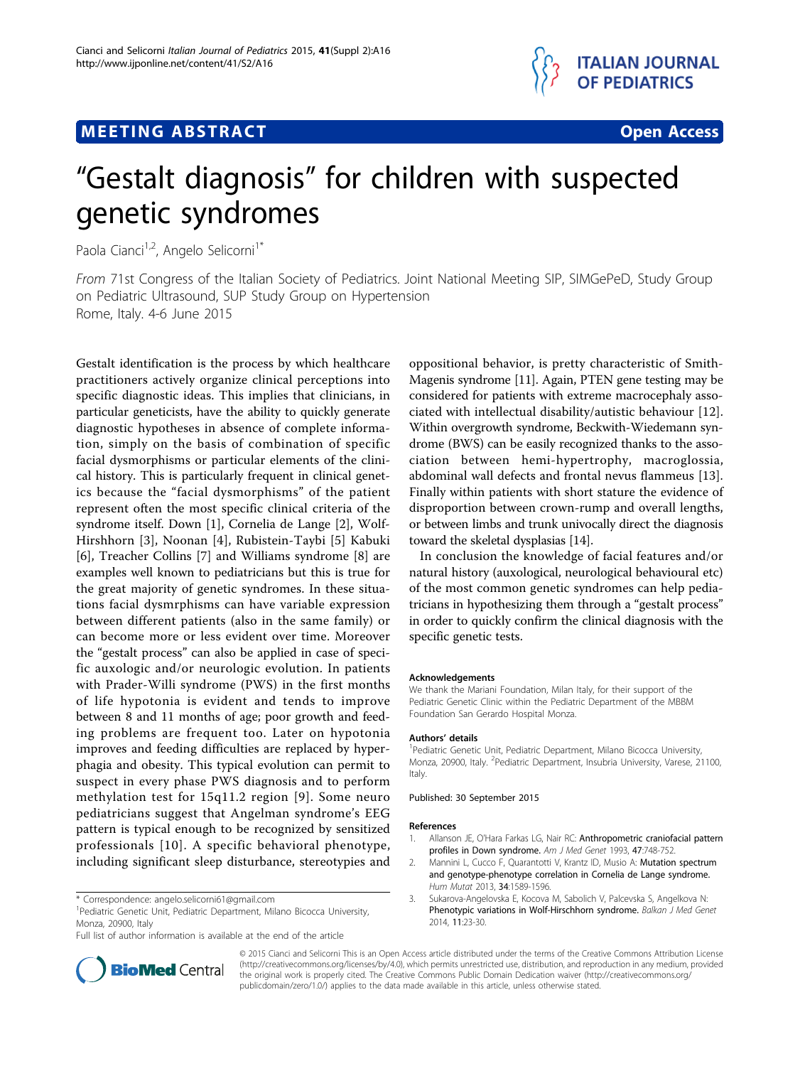MEETING ABSTRACT | Open Access

# "Gestalt diagnosis" for children with suspected genetic syndromes

Paola Cianci[1,2], Angelo Selicorni[1*]

*From* 71st Congress of the Italian Society of Pediatrics. Joint National Meeting SIP, SIMGePeD, Study Group on Pediatric Ultrasound, SUP Study Group on Hypertension
Rome, Italy. 4-6 June 2015

Gestalt identification is the process by which healthcare practitioners actively organize clinical perceptions into specific diagnostic ideas. This implies that clinicians, in particular geneticists, have the ability to quickly generate diagnostic hypotheses in absence of complete information, simply on the basis of combination of specific facial dysmorphisms or particular elements of the clinical history. This is particularly frequent in clinical genetics because the "facial dysmorphisms" of the patient represent often the most specific clinical criteria of the syndrome itself. Down [1], Cornelia de Lange [2], Wolf-Hirshhorn [3], Noonan [4], Rubistein-Taybi [5] Kabuki [6], Treacher Collins [7] and Williams syndrome [8] are examples well known to pediatricians but this is true for the great majority of genetic syndromes. In these situations facial dysmrphisms can have variable expression between different patients (also in the same family) or can become more or less evident over time. Moreover the "gestalt process" can also be applied in case of specific auxologic and/or neurologic evolution. In patients with Prader-Willi syndrome (PWS) in the first months of life hypotonia is evident and tends to improve between 8 and 11 months of age; poor growth and feeding problems are frequent too. Later on hypotonia improves and feeding difficulties are replaced by hyperphagia and obesity. This typical evolution can permit to suspect in every phase PWS diagnosis and to perform methylation test for 15q11.2 region [9]. Some neuro pediatricians suggest that Angelman syndrome's EEG pattern is typical enough to be recognized by sensitized professionals [10]. A specific behavioral phenotype, including significant sleep disturbance, stereotypies and oppositional behavior, is pretty characteristic of Smith-Magenis syndrome [11]. Again, PTEN gene testing may be considered for patients with extreme macrocephaly associated with intellectual disability/autistic behaviour [12]. Within overgrowth syndrome, Beckwith-Wiedemann syndrome (BWS) can be easily recognized thanks to the association between hemi-hypertrophy, macroglossia, abdominal wall defects and frontal nevus flammeus [13]. Finally within patients with short stature the evidence of disproportion between crown-rump and overall lengths, or between limbs and trunk univocally direct the diagnosis toward the skeletal dysplasias [14].

In conclusion the knowledge of facial features and/or natural history (auxological, neurological behavioural etc) of the most common genetic syndromes can help pediatricians in hypothesizing them through a "gestalt process" in order to quickly confirm the clinical diagnosis with the specific genetic tests.

\* Correspondence: angelo.selicorni61@gmail.com
[1]Pediatric Genetic Unit, Pediatric Department, Milano Bicocca University, Monza, 20900, Italy
Full list of author information is available at the end of the article

### Acknowledgements

We thank the Mariani Foundation, Milan Italy, for their support of the Pediatric Genetic Clinic within the Pediatric Department of the MBBM Foundation San Gerardo Hospital Monza.

### Authors' details

[1]Pediatric Genetic Unit, Pediatric Department, Milano Bicocca University, Monza, 20900, Italy. [2]Pediatric Department, Insubria University, Varese, 21100, Italy.

Published: 30 September 2015

### References

1. Allanson JE, O'Hara Farkas LG, Nair RC: **Anthropometric craniofacial pattern profiles in Down syndrome.** *Am J Med Genet* 1993, **47**:748-752.
2. Mannini L, Cucco F, Quarantotti V, Krantz ID, Musio A: **Mutation spectrum and genotype-phenotype correlation in Cornelia de Lange syndrome.** *Hum Mutat* 2013, **34**:1589-1596.
3. Sukarova-Angelovska E, Kocova M, Sabolich V, Palcevska S, Angelkova N: **Phenotypic variations in Wolf-Hirschhorn syndrome.** *Balkan J Med Genet* 2014, **11**:23-30.

© 2015 Cianci and Selicorni This is an Open Access article distributed under the terms of the Creative Commons Attribution License (http://creativecommons.org/licenses/by/4.0), which permits unrestricted use, distribution, and reproduction in any medium, provided the original work is properly cited. The Creative Commons Public Domain Dedication waiver (http://creativecommons.org/publicdomain/zero/1.0/) applies to the data made available in this article, unless otherwise stated.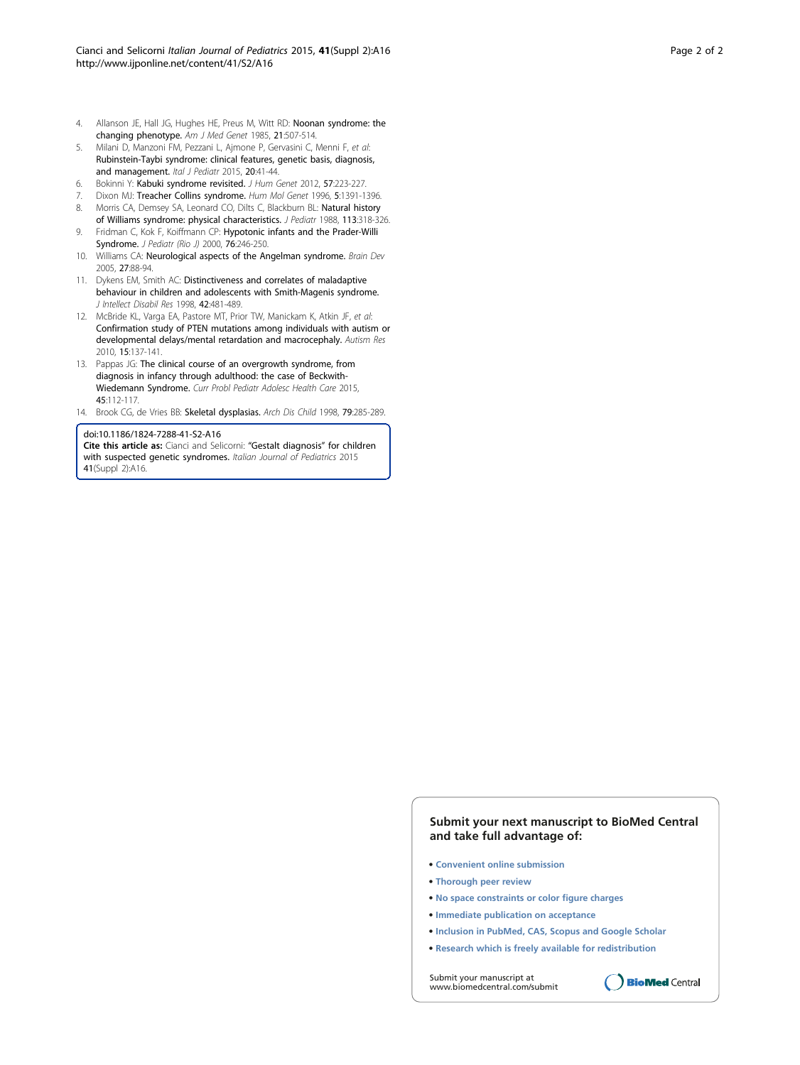4. Allanson JE, Hall JG, Hughes HE, Preus M, Witt RD: **Noonan syndrome: the changing phenotype.** *Am J Med Genet* 1985, **21**:507-514.
5. Milani D, Manzoni FM, Pezzani L, Ajmone P, Gervasini C, Menni F, *et al*: **Rubinstein-Taybi syndrome: clinical features, genetic basis, diagnosis, and management.** *Ital J Pediatr* 2015, **20**:41-44.
6. Bokinni Y: **Kabuki syndrome revisited.** *J Hum Genet* 2012, **57**:223-227.
7. Dixon MJ: **Treacher Collins syndrome.** *Hum Mol Genet* 1996, **5**:1391-1396.
8. Morris CA, Demsey SA, Leonard CO, Dilts C, Blackburn BL: **Natural history of Williams syndrome: physical characteristics.** *J Pediatr* 1988, **113**:318-326.
9. Fridman C, Kok F, Koiffmann CP: **Hypotonic infants and the Prader-Willi Syndrome.** *J Pediatr (Rio J)* 2000, **76**:246-250.
10. Williams CA: **Neurological aspects of the Angelman syndrome.** *Brain Dev* 2005, **27**:88-94.
11. Dykens EM, Smith AC: **Distinctiveness and correlates of maladaptive behaviour in children and adolescents with Smith-Magenis syndrome.** *J Intellect Disabil Res* 1998, **42**:481-489.
12. McBride KL, Varga EA, Pastore MT, Prior TW, Manickam K, Atkin JF, *et al*: **Confirmation study of PTEN mutations among individuals with autism or developmental delays/mental retardation and macrocephaly.** *Autism Res* 2010, **15**:137-141.
13. Pappas JG: **The clinical course of an overgrowth syndrome, from diagnosis in infancy through adulthood: the case of Beckwith-Wiedemann Syndrome.** *Curr Probl Pediatr Adolesc Health Care* 2015, **45**:112-117.
14. Brook CG, de Vries BB: **Skeletal dysplasias.** *Arch Dis Child* 1998, **79**:285-289.

doi:10.1186/1824-7288-41-S2-A16

**Cite this article as:** Cianci and Selicorni: "Gestalt diagnosis" for children with suspected genetic syndromes. *Italian Journal of Pediatrics* 2015 **41**(Suppl 2):A16.

**Submit your next manuscript to BioMed Central and take full advantage of:**

- **Convenient online submission**
- **Thorough peer review**
- **No space constraints or color figure charges**
- **Immediate publication on acceptance**
- **Inclusion in PubMed, CAS, Scopus and Google Scholar**
- **Research which is freely available for redistribution**

Submit your manuscript at www.biomedcentral.com/submit